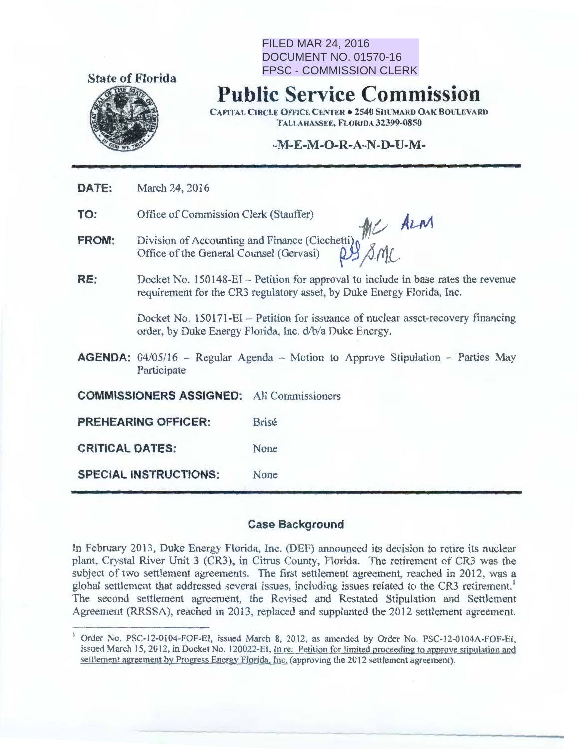FILED MAR 24, 2016
DOCUMENT NO. 01570-16
FPSC - COMMISSION CLERK

State of Florida

# Public Service Commission

CAPITAL CIRCLE OFFICE CENTER • 2540 SHUMARD OAK BOULEVARD
TALLAHASSEE, FLORIDA 32399-0850

-M-E-M-O-R-A-N-D-U-M-

**DATE:** March 24, 2016

**TO:** Office of Commission Clerk (Stauffer)

**FROM:** Division of Accounting and Finance (Cicchetti)
Office of the General Counsel (Gervasi)

**RE:** Docket No. 150148-EI – Petition for approval to include in base rates the revenue requirement for the CR3 regulatory asset, by Duke Energy Florida, Inc.

Docket No. 150171-EI – Petition for issuance of nuclear asset-recovery financing order, by Duke Energy Florida, Inc. d/b/a Duke Energy.

**AGENDA:** 04/05/16 – Regular Agenda – Motion to Approve Stipulation – Parties May Participate

**COMMISSIONERS ASSIGNED:** All Commissioners

**PREHEARING OFFICER:** Brisé

**CRITICAL DATES:** None

**SPECIAL INSTRUCTIONS:** None

## Case Background

In February 2013, Duke Energy Florida, Inc. (DEF) announced its decision to retire its nuclear plant, Crystal River Unit 3 (CR3), in Citrus County, Florida. The retirement of CR3 was the subject of two settlement agreements. The first settlement agreement, reached in 2012, was a global settlement that addressed several issues, including issues related to the CR3 retirement.[1] The second settlement agreement, the Revised and Restated Stipulation and Settlement Agreement (RRSSA), reached in 2013, replaced and supplanted the 2012 settlement agreement.

[1] Order No. PSC-12-0104-FOF-EI, issued March 8, 2012, as amended by Order No. PSC-12-0104A-FOF-EI, issued March 15, 2012, in Docket No. 120022-EI, In re: Petition for limited proceeding to approve stipulation and settlement agreement by Progress Energy Florida, Inc. (approving the 2012 settlement agreement).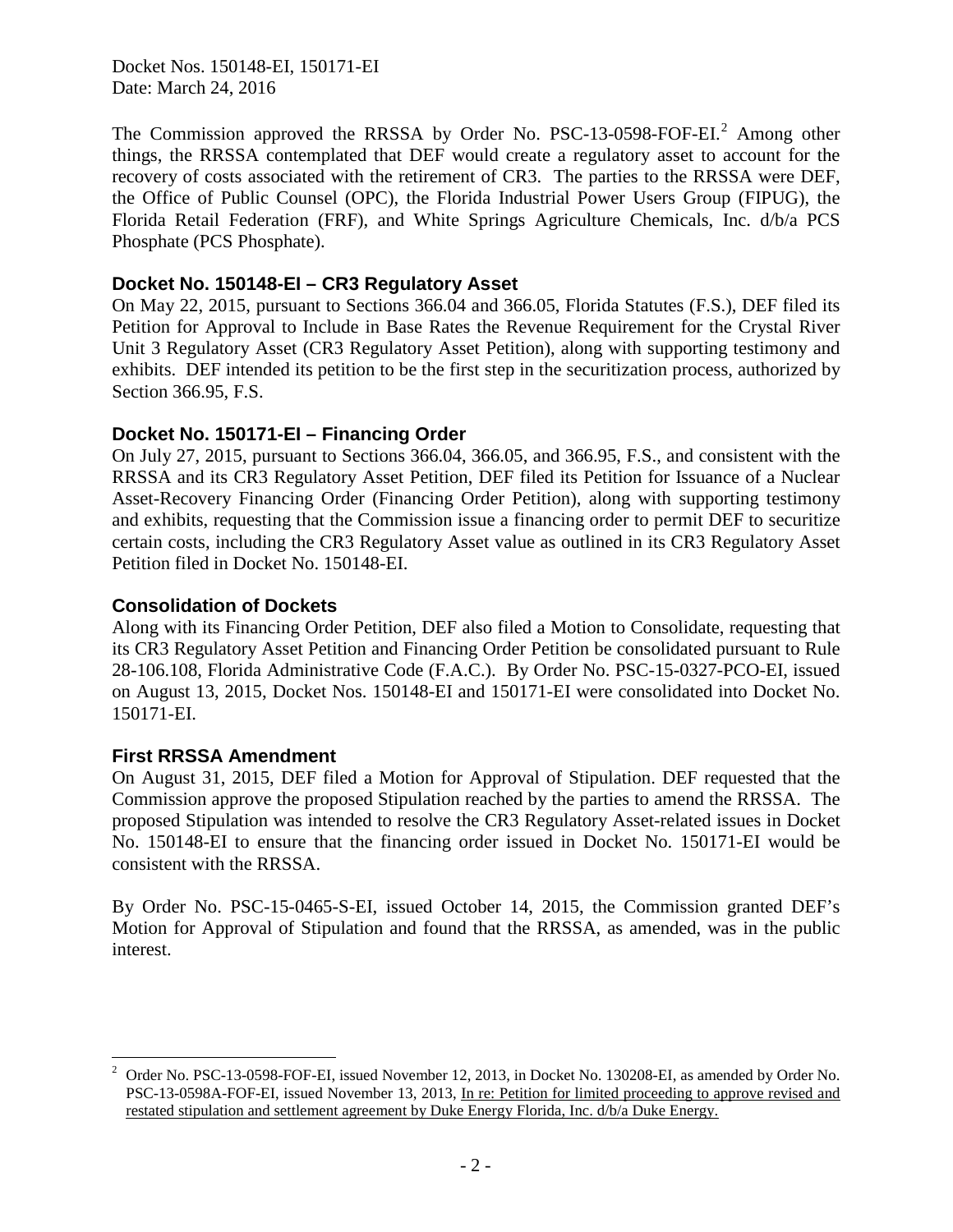The Commission approved the RRSSA by Order No. PSC-13-0598-FOF-EI.[2] Among other things, the RRSSA contemplated that DEF would create a regulatory asset to account for the recovery of costs associated with the retirement of CR3. The parties to the RRSSA were DEF, the Office of Public Counsel (OPC), the Florida Industrial Power Users Group (FIPUG), the Florida Retail Federation (FRF), and White Springs Agriculture Chemicals, Inc. d/b/a PCS Phosphate (PCS Phosphate).

### Docket No. 150148-EI – CR3 Regulatory Asset

On May 22, 2015, pursuant to Sections 366.04 and 366.05, Florida Statutes (F.S.), DEF filed its Petition for Approval to Include in Base Rates the Revenue Requirement for the Crystal River Unit 3 Regulatory Asset (CR3 Regulatory Asset Petition), along with supporting testimony and exhibits. DEF intended its petition to be the first step in the securitization process, authorized by Section 366.95, F.S.

### Docket No. 150171-EI – Financing Order

On July 27, 2015, pursuant to Sections 366.04, 366.05, and 366.95, F.S., and consistent with the RRSSA and its CR3 Regulatory Asset Petition, DEF filed its Petition for Issuance of a Nuclear Asset-Recovery Financing Order (Financing Order Petition), along with supporting testimony and exhibits, requesting that the Commission issue a financing order to permit DEF to securitize certain costs, including the CR3 Regulatory Asset value as outlined in its CR3 Regulatory Asset Petition filed in Docket No. 150148-EI.

### Consolidation of Dockets

Along with its Financing Order Petition, DEF also filed a Motion to Consolidate, requesting that its CR3 Regulatory Asset Petition and Financing Order Petition be consolidated pursuant to Rule 28-106.108, Florida Administrative Code (F.A.C.). By Order No. PSC-15-0327-PCO-EI, issued on August 13, 2015, Docket Nos. 150148-EI and 150171-EI were consolidated into Docket No. 150171-EI.

### First RRSSA Amendment

On August 31, 2015, DEF filed a Motion for Approval of Stipulation. DEF requested that the Commission approve the proposed Stipulation reached by the parties to amend the RRSSA. The proposed Stipulation was intended to resolve the CR3 Regulatory Asset-related issues in Docket No. 150148-EI to ensure that the financing order issued in Docket No. 150171-EI would be consistent with the RRSSA.

By Order No. PSC-15-0465-S-EI, issued October 14, 2015, the Commission granted DEF's Motion for Approval of Stipulation and found that the RRSSA, as amended, was in the public interest.

---

[2] Order No. PSC-13-0598-FOF-EI, issued November 12, 2013, in Docket No. 130208-EI, as amended by Order No. PSC-13-0598A-FOF-EI, issued November 13, 2013, In re: Petition for limited proceeding to approve revised and restated stipulation and settlement agreement by Duke Energy Florida, Inc. d/b/a Duke Energy.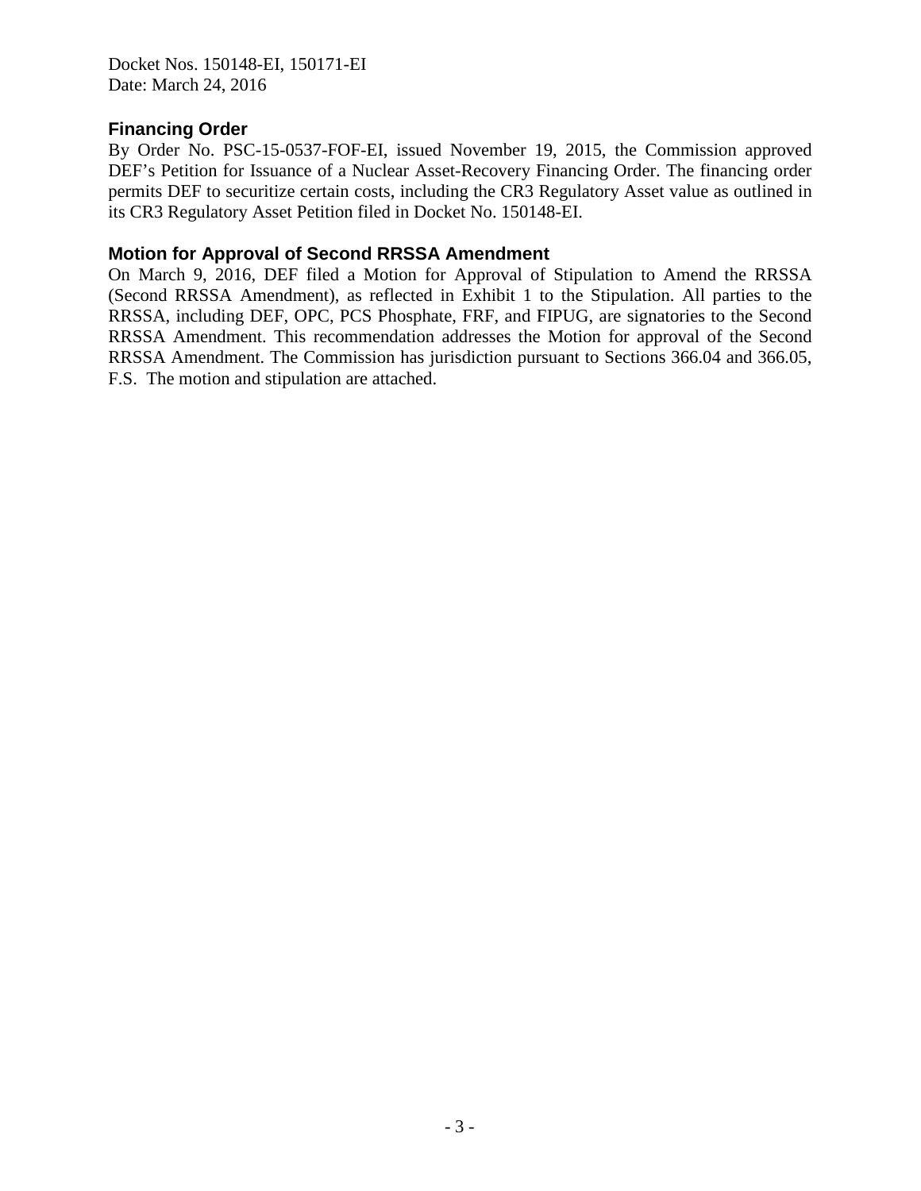### Financing Order

By Order No. PSC-15-0537-FOF-EI, issued November 19, 2015, the Commission approved DEF's Petition for Issuance of a Nuclear Asset-Recovery Financing Order. The financing order permits DEF to securitize certain costs, including the CR3 Regulatory Asset value as outlined in its CR3 Regulatory Asset Petition filed in Docket No. 150148-EI.

### Motion for Approval of Second RRSSA Amendment

On March 9, 2016, DEF filed a Motion for Approval of Stipulation to Amend the RRSSA (Second RRSSA Amendment), as reflected in Exhibit 1 to the Stipulation. All parties to the RRSSA, including DEF, OPC, PCS Phosphate, FRF, and FIPUG, are signatories to the Second RRSSA Amendment. This recommendation addresses the Motion for approval of the Second RRSSA Amendment. The Commission has jurisdiction pursuant to Sections 366.04 and 366.05, F.S. The motion and stipulation are attached.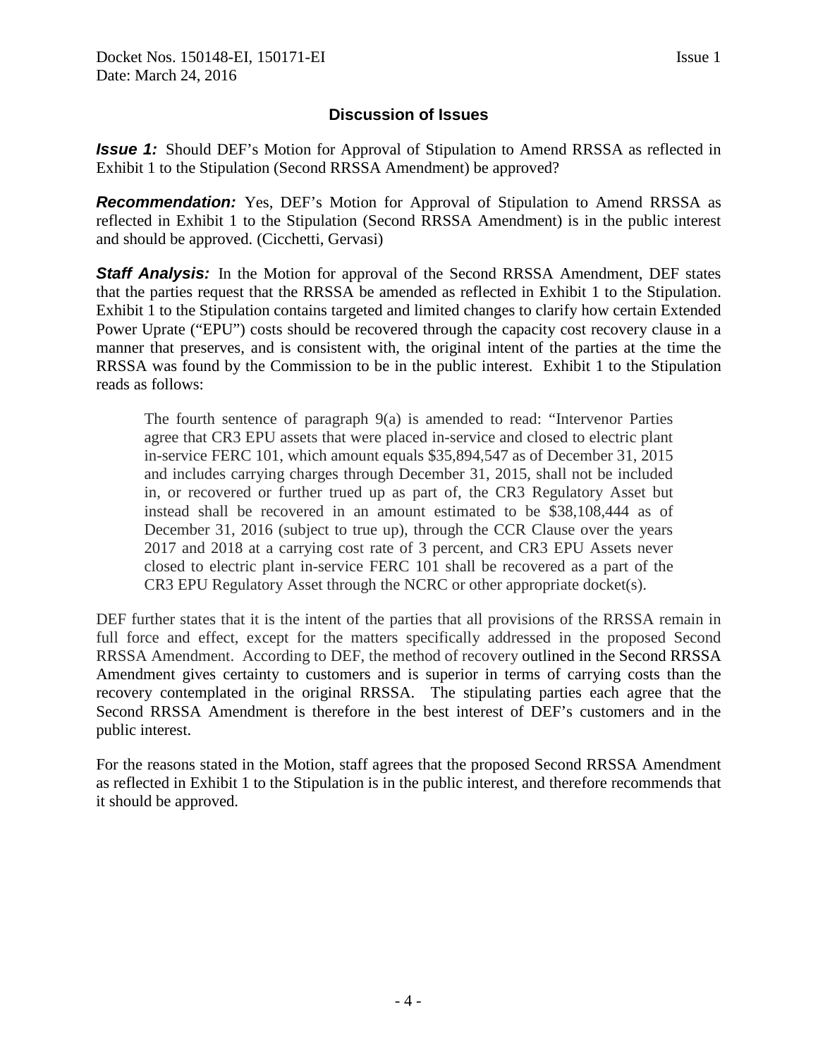## Discussion of Issues

***Issue 1:*** Should DEF's Motion for Approval of Stipulation to Amend RRSSA as reflected in Exhibit 1 to the Stipulation (Second RRSSA Amendment) be approved?

***Recommendation:*** Yes, DEF's Motion for Approval of Stipulation to Amend RRSSA as reflected in Exhibit 1 to the Stipulation (Second RRSSA Amendment) is in the public interest and should be approved. (Cicchetti, Gervasi)

***Staff Analysis:*** In the Motion for approval of the Second RRSSA Amendment, DEF states that the parties request that the RRSSA be amended as reflected in Exhibit 1 to the Stipulation. Exhibit 1 to the Stipulation contains targeted and limited changes to clarify how certain Extended Power Uprate ("EPU") costs should be recovered through the capacity cost recovery clause in a manner that preserves, and is consistent with, the original intent of the parties at the time the RRSSA was found by the Commission to be in the public interest. Exhibit 1 to the Stipulation reads as follows:

> The fourth sentence of paragraph 9(a) is amended to read: "Intervenor Parties agree that CR3 EPU assets that were placed in-service and closed to electric plant in-service FERC 101, which amount equals $35,894,547 as of December 31, 2015 and includes carrying charges through December 31, 2015, shall not be included in, or recovered or further trued up as part of, the CR3 Regulatory Asset but instead shall be recovered in an amount estimated to be $38,108,444 as of December 31, 2016 (subject to true up), through the CCR Clause over the years 2017 and 2018 at a carrying cost rate of 3 percent, and CR3 EPU Assets never closed to electric plant in-service FERC 101 shall be recovered as a part of the CR3 EPU Regulatory Asset through the NCRC or other appropriate docket(s).

DEF further states that it is the intent of the parties that all provisions of the RRSSA remain in full force and effect, except for the matters specifically addressed in the proposed Second RRSSA Amendment. According to DEF, the method of recovery outlined in the Second RRSSA Amendment gives certainty to customers and is superior in terms of carrying costs than the recovery contemplated in the original RRSSA. The stipulating parties each agree that the Second RRSSA Amendment is therefore in the best interest of DEF's customers and in the public interest.

For the reasons stated in the Motion, staff agrees that the proposed Second RRSSA Amendment as reflected in Exhibit 1 to the Stipulation is in the public interest, and therefore recommends that it should be approved.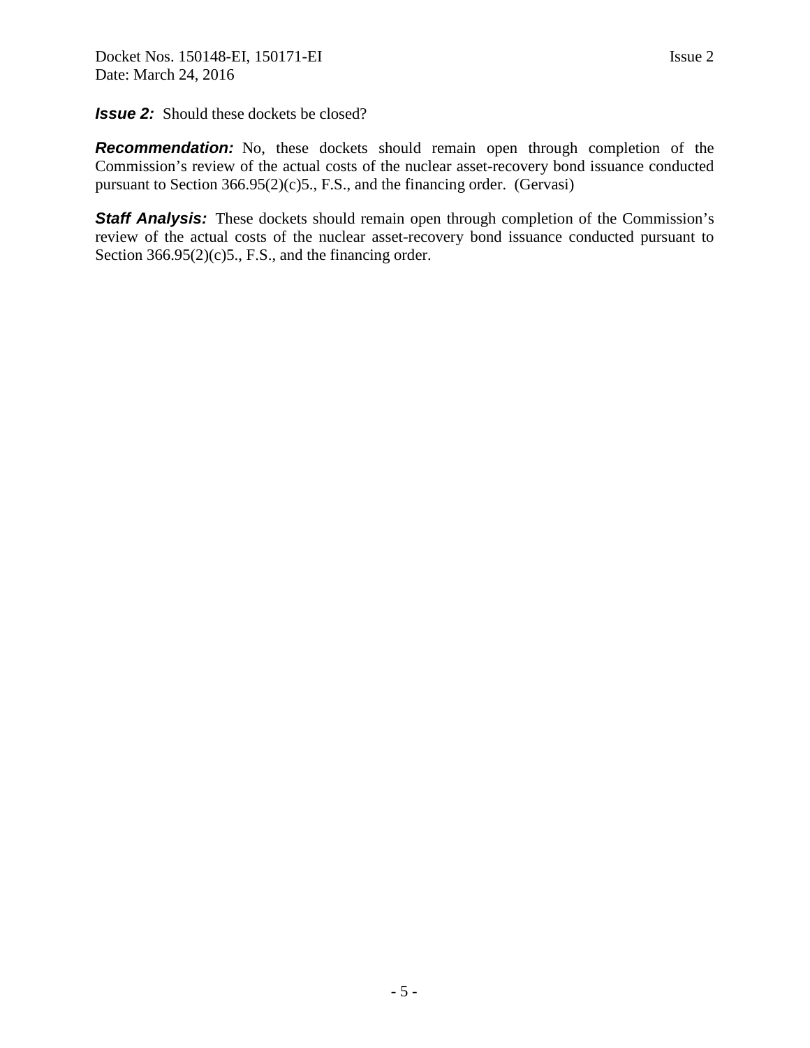***Issue 2:*** Should these dockets be closed?

***Recommendation:*** No, these dockets should remain open through completion of the Commission's review of the actual costs of the nuclear asset-recovery bond issuance conducted pursuant to Section 366.95(2)(c)5., F.S., and the financing order. (Gervasi)

***Staff Analysis:*** These dockets should remain open through completion of the Commission's review of the actual costs of the nuclear asset-recovery bond issuance conducted pursuant to Section 366.95(2)(c)5., F.S., and the financing order.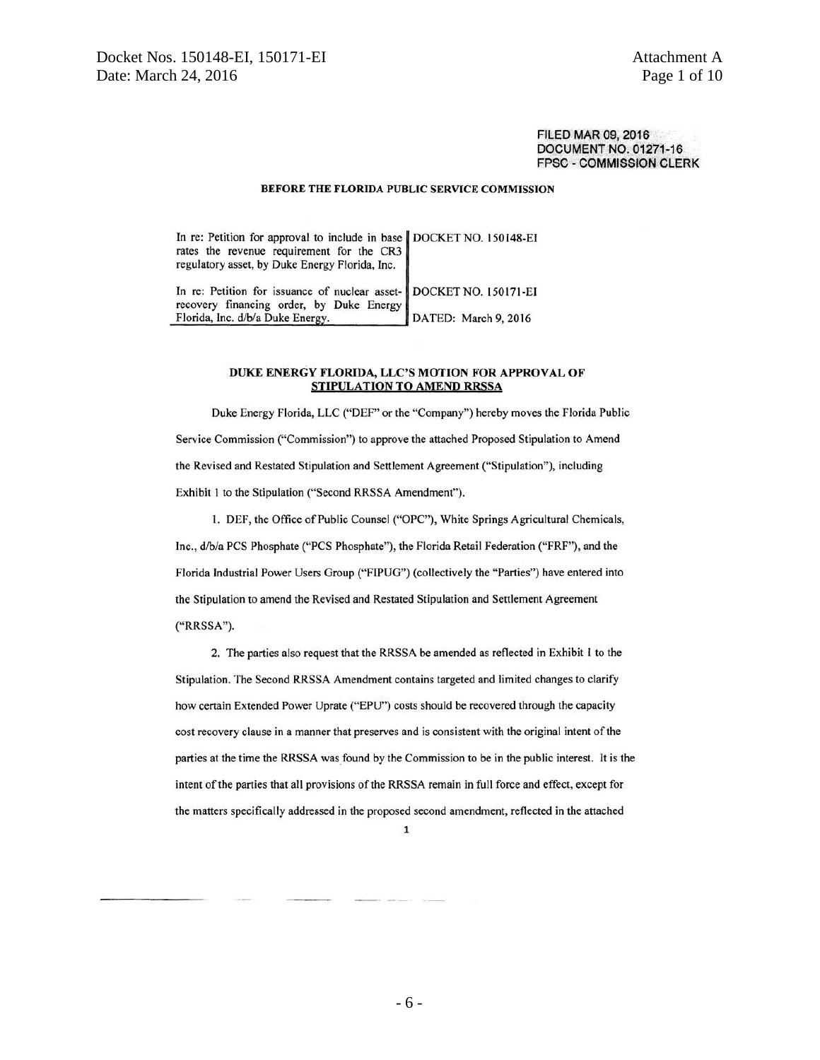FILED MAR 09, 2016
DOCUMENT NO. 01271-16
FPSC - COMMISSION CLERK

**BEFORE THE FLORIDA PUBLIC SERVICE COMMISSION**

| | |
|---|---|
| In re: Petition for approval to include in base rates the revenue requirement for the CR3 regulatory asset, by Duke Energy Florida, Inc. | DOCKET NO. 150148-EI |
| In re: Petition for issuance of nuclear asset-recovery financing order, by Duke Energy Florida, Inc. d/b/a Duke Energy. | DOCKET NO. 150171-EI<br><br>DATED: March 9, 2016 |

**DUKE ENERGY FLORIDA, LLC'S MOTION FOR APPROVAL OF <u>STIPULATION TO AMEND RRSSA</u>**

Duke Energy Florida, LLC ("DEF" or the "Company") hereby moves the Florida Public Service Commission ("Commission") to approve the attached Proposed Stipulation to Amend the Revised and Restated Stipulation and Settlement Agreement ("Stipulation"), including Exhibit 1 to the Stipulation ("Second RRSSA Amendment").

1. DEF, the Office of Public Counsel ("OPC"), White Springs Agricultural Chemicals, Inc., d/b/a PCS Phosphate ("PCS Phosphate"), the Florida Retail Federation ("FRF"), and the Florida Industrial Power Users Group ("FIPUG") (collectively the "Parties") have entered into the Stipulation to amend the Revised and Restated Stipulation and Settlement Agreement ("RRSSA").

2. The parties also request that the RRSSA be amended as reflected in Exhibit 1 to the Stipulation. The Second RRSSA Amendment contains targeted and limited changes to clarify how certain Extended Power Uprate ("EPU") costs should be recovered through the capacity cost recovery clause in a manner that preserves and is consistent with the original intent of the parties at the time the RRSSA was found by the Commission to be in the public interest. It is the intent of the parties that all provisions of the RRSSA remain in full force and effect, except for the matters specifically addressed in the proposed second amendment, reflected in the attached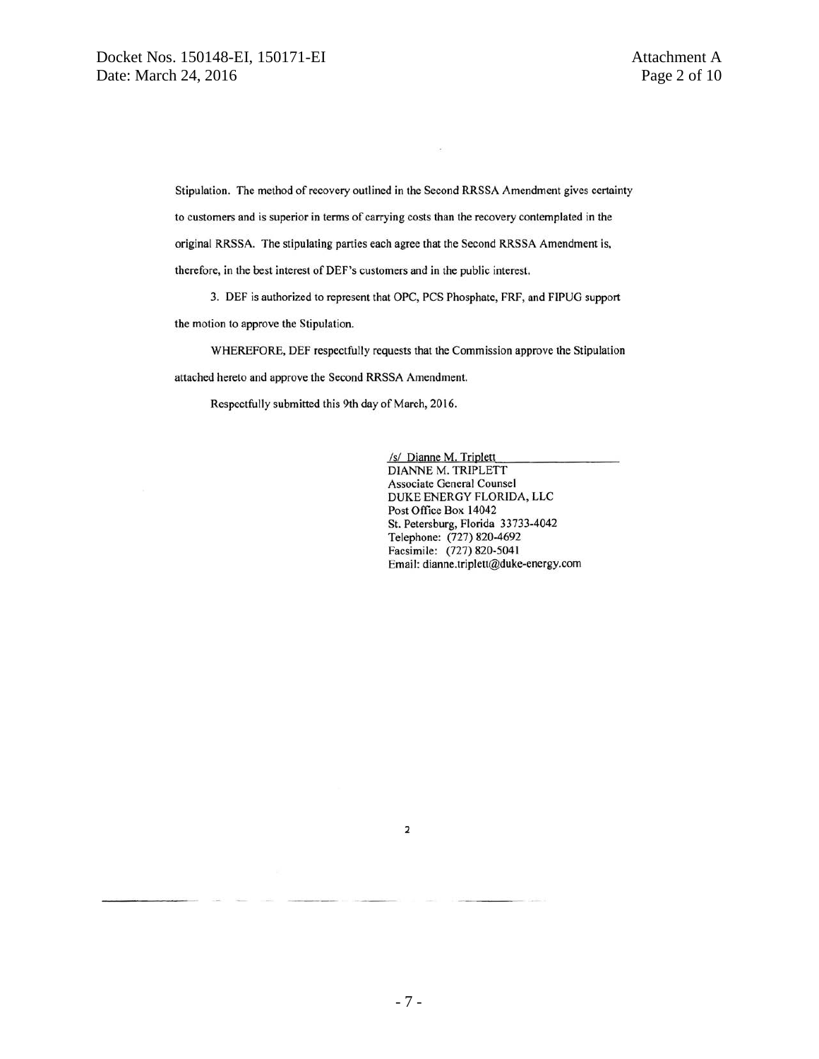Stipulation. The method of recovery outlined in the Second RRSSA Amendment gives certainty to customers and is superior in terms of carrying costs than the recovery contemplated in the original RRSSA. The stipulating parties each agree that the Second RRSSA Amendment is, therefore, in the best interest of DEF's customers and in the public interest.

3. DEF is authorized to represent that OPC, PCS Phosphate, FRF, and FIPUG support the motion to approve the Stipulation.

WHEREFORE, DEF respectfully requests that the Commission approve the Stipulation attached hereto and approve the Second RRSSA Amendment.

Respectfully submitted this 9th day of March, 2016.

/s/ Dianne M. Triplett
DIANNE M. TRIPLETT
Associate General Counsel
DUKE ENERGY FLORIDA, LLC
Post Office Box 14042
St. Petersburg, Florida 33733-4042
Telephone: (727) 820-4692
Facsimile: (727) 820-5041
Email: dianne.triplett@duke-energy.com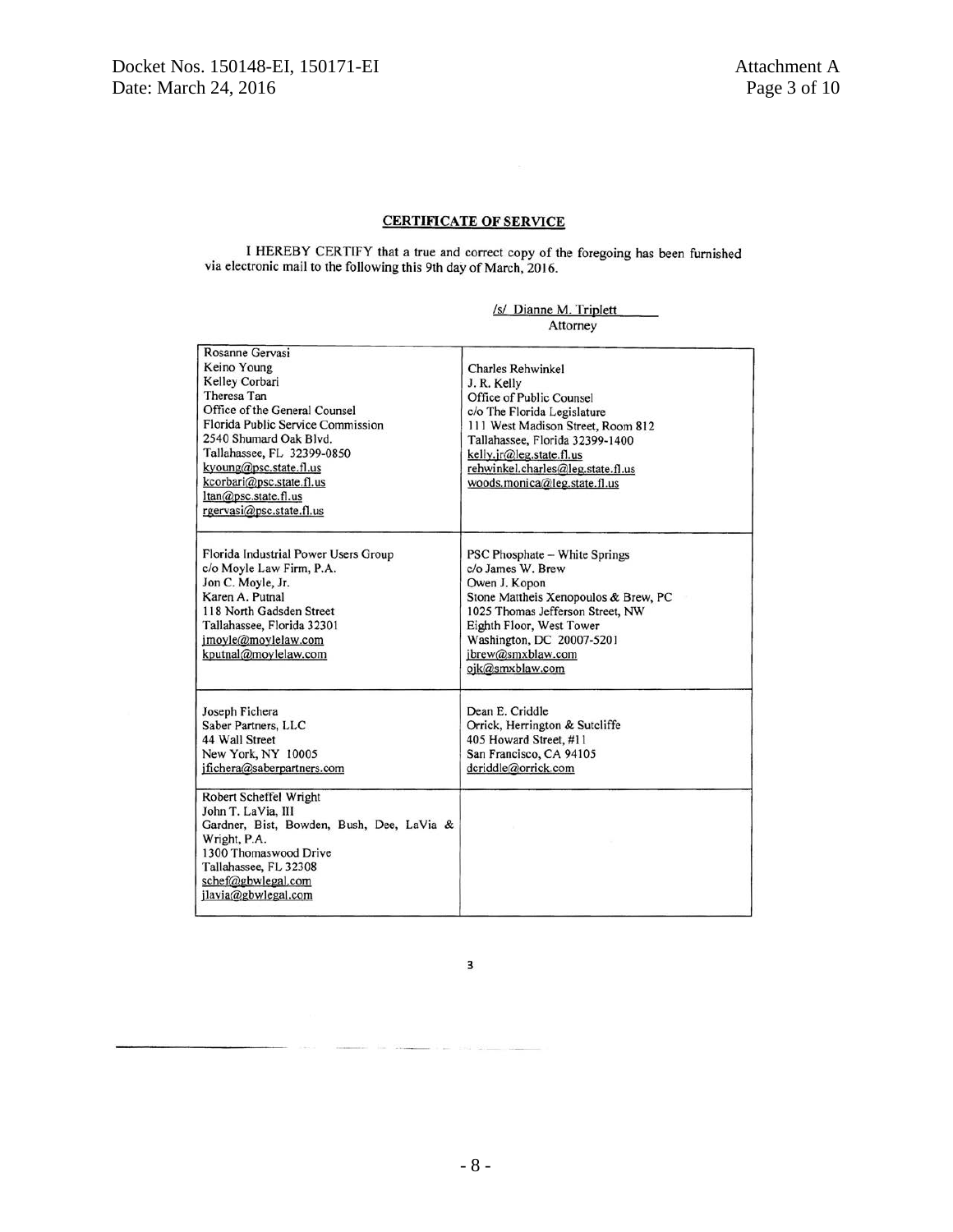**CERTIFICATE OF SERVICE**

I HEREBY CERTIFY that a true and correct copy of the foregoing has been furnished via electronic mail to the following this 9th day of March, 2016.

/s/ Dianne M. Triplett
Attorney

| | |
|---|---|
| Rosanne Gervasi<br>Keino Young<br>Kelley Corbari<br>Theresa Tan<br>Office of the General Counsel<br>Florida Public Service Commission<br>2540 Shumard Oak Blvd.<br>Tallahassee, FL 32399-0850<br>kyoung@psc.state.fl.us<br>kcorbari@psc.state.fl.us<br>ltan@psc.state.fl.us<br>rgervasi@psc.state.fl.us | Charles Rehwinkel<br>J. R. Kelly<br>Office of Public Counsel<br>c/o The Florida Legislature<br>111 West Madison Street, Room 812<br>Tallahassee, Florida 32399-1400<br>kelly.jr@leg.state.fl.us<br>rehwinkel.charles@leg.state.fl.us<br>woods.monica@leg.state.fl.us |
| Florida Industrial Power Users Group<br>c/o Moyle Law Firm, P.A.<br>Jon C. Moyle, Jr.<br>Karen A. Putnal<br>118 North Gadsden Street<br>Tallahassee, Florida 32301<br>jmoyle@moylelaw.com<br>kputnal@moylelaw.com | PSC Phosphate – White Springs<br>c/o James W. Brew<br>Owen J. Kopon<br>Stone Mattheis Xenopoulos & Brew, PC<br>1025 Thomas Jefferson Street, NW<br>Eighth Floor, West Tower<br>Washington, DC 20007-5201<br>jbrew@smxblaw.com<br>ojk@smxblaw.com |
| Joseph Fichera<br>Saber Partners, LLC<br>44 Wall Street<br>New York, NY 10005<br>jfichera@saberpartners.com | Dean E. Criddle<br>Orrick, Herrington & Sutcliffe<br>405 Howard Street, #11<br>San Francisco, CA 94105<br>dcriddle@orrick.com |
| Robert Scheffel Wright<br>John T. LaVia, III<br>Gardner, Bist, Bowden, Bush, Dee, LaVia & Wright, P.A.<br>1300 Thomaswood Drive<br>Tallahassee, FL 32308<br>schef@gbwlegal.com<br>jlavia@gbwlegal.com | |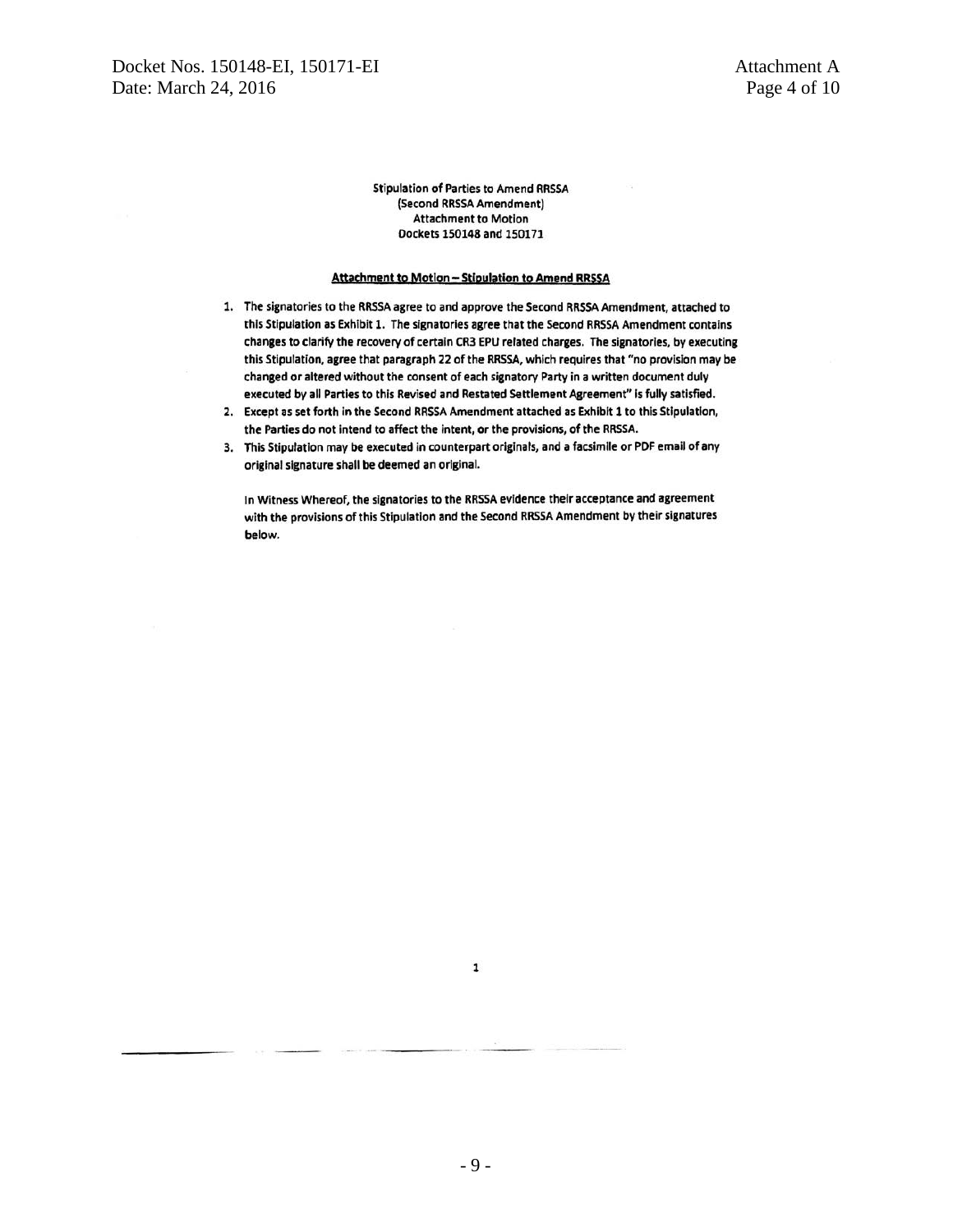Stipulation of Parties to Amend RRSSA
(Second RRSSA Amendment)
Attachment to Motion
Dockets 150148 and 150171

**Attachment to Motion – Stipulation to Amend RRSSA**

1. The signatories to the RRSSA agree to and approve the Second RRSSA Amendment, attached to this Stipulation as Exhibit 1. The signatories agree that the Second RRSSA Amendment contains changes to clarify the recovery of certain CR3 EPU related charges. The signatories, by executing this Stipulation, agree that paragraph 22 of the RRSSA, which requires that "no provision may be changed or altered without the consent of each signatory Party in a written document duly executed by all Parties to this Revised and Restated Settlement Agreement" is fully satisfied.
2. Except as set forth in the Second RRSSA Amendment attached as Exhibit 1 to this Stipulation, the Parties do not intend to affect the intent, or the provisions, of the RRSSA.
3. This Stipulation may be executed in counterpart originals, and a facsimile or PDF email of any original signature shall be deemed an original.

In Witness Whereof, the signatories to the RRSSA evidence their acceptance and agreement with the provisions of this Stipulation and the Second RRSSA Amendment by their signatures below.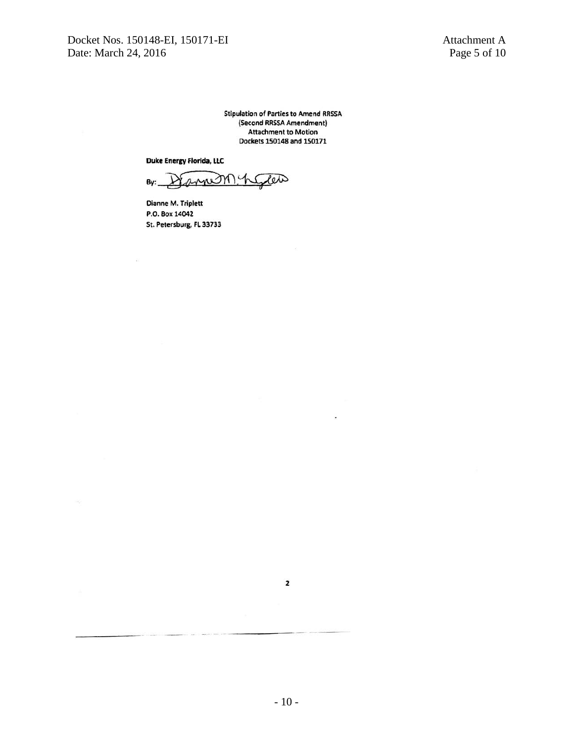Stipulation of Parties to Amend RRSSA
(Second RRSSA Amendment)
Attachment to Motion
Dockets 150148 and 150171

**Duke Energy Florida, LLC**

By: Dianne M. Triplett

Dianne M. Triplett
P.O. Box 14042
St. Petersburg, FL 33733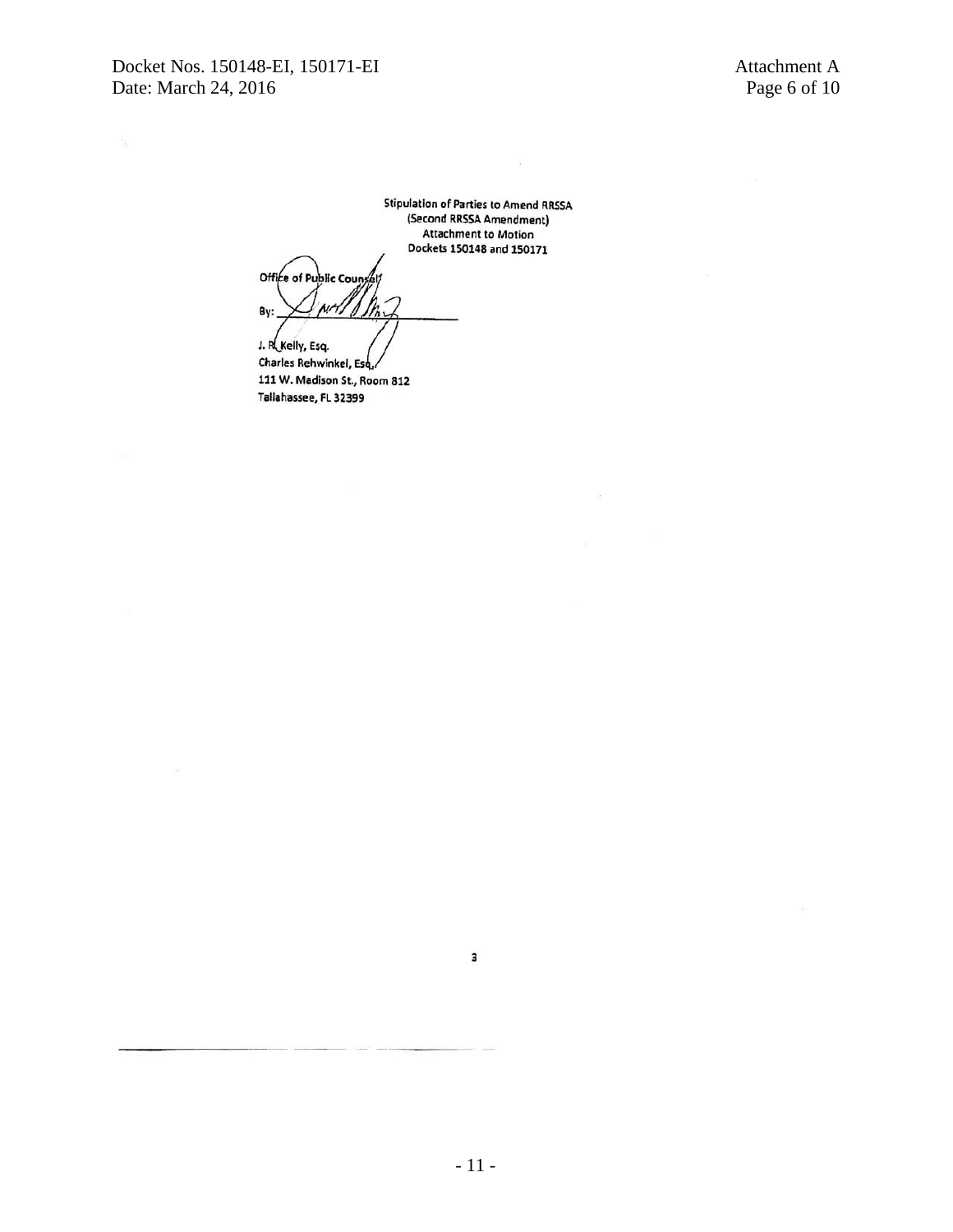Stipulation of Parties to Amend RRSSA
(Second RRSSA Amendment)
Attachment to Motion
Dockets 150148 and 150171

Office of Public Counsel

By: ______________________________

J. R. Kelly, Esq.
Charles Rehwinkel, Esq.
111 W. Madison St., Room 812
Tallahassee, FL 32399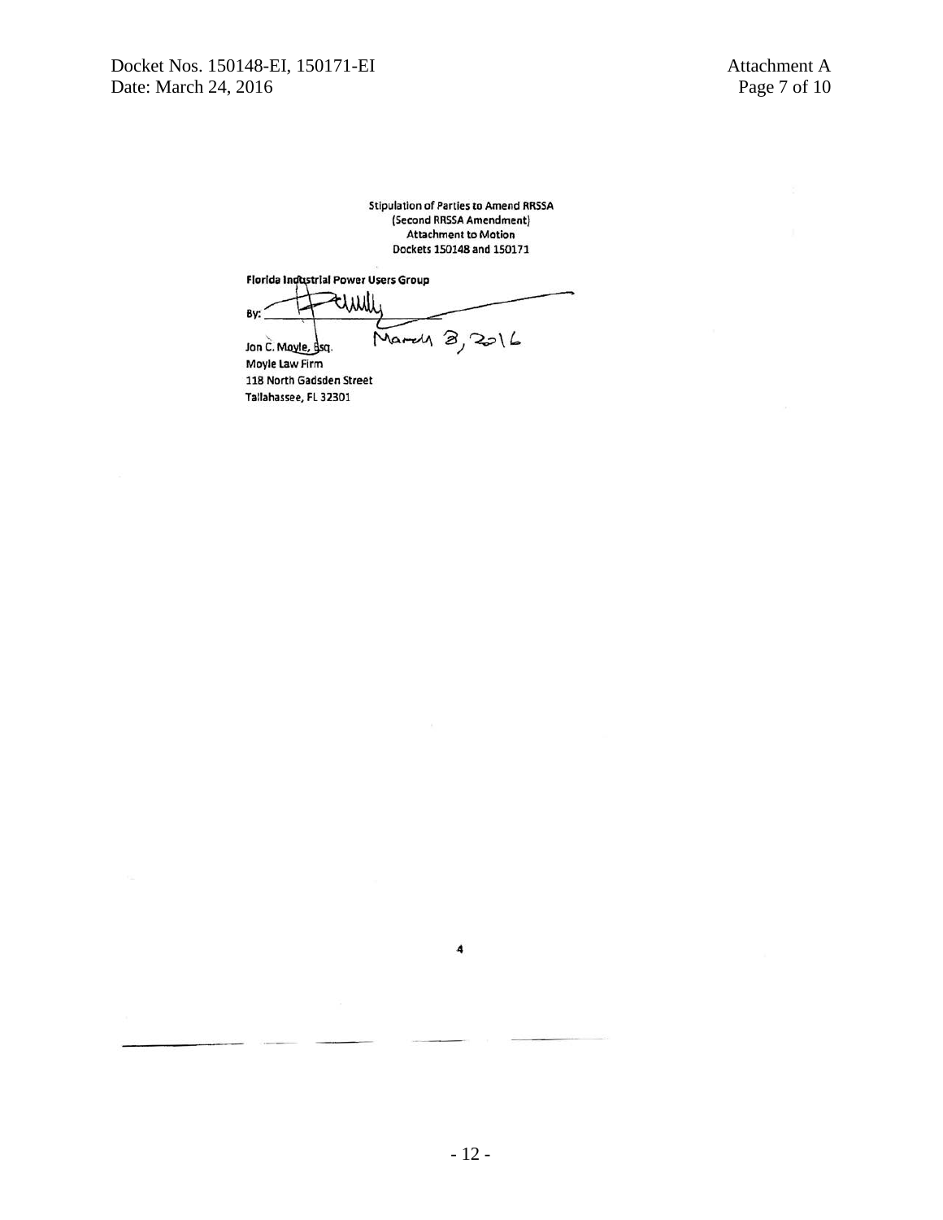Stipulation of Parties to Amend RRSSA
(Second RRSSA Amendment)
Attachment to Motion
Dockets 150148 and 150171

**Florida Industrial Power Users Group**

By: ______________________

Jon C. Moyle, Esq.	March 8, 2016
Moyle Law Firm
118 North Gadsden Street
Tallahassee, FL 32301

4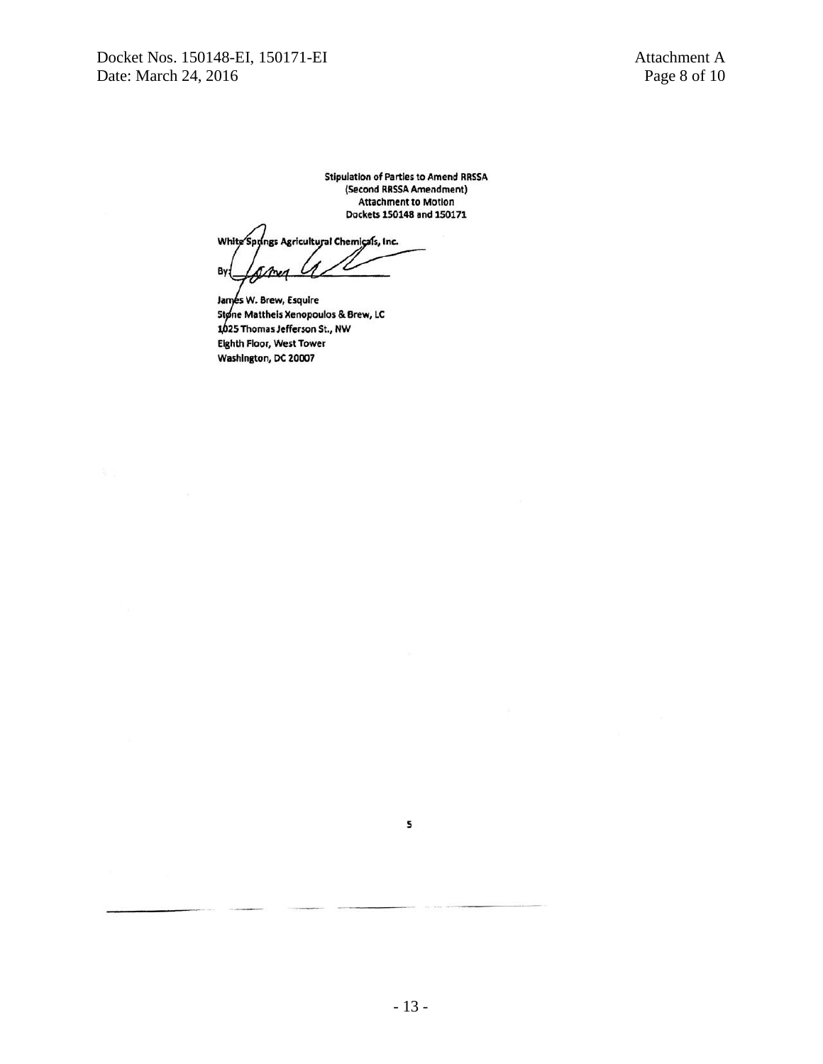**Stipulation of Parties to Amend RRSSA**
**(Second RRSSA Amendment)**
**Attachment to Motion**
**Dockets 150148 and 150171**

White Springs Agricultural Chemicals, Inc.

By: ______________________

James W. Brew, Esquire
Stone Mattheis Xenopoulos & Brew, LC
1025 Thomas Jefferson St., NW
Eighth Floor, West Tower
Washington, DC 20007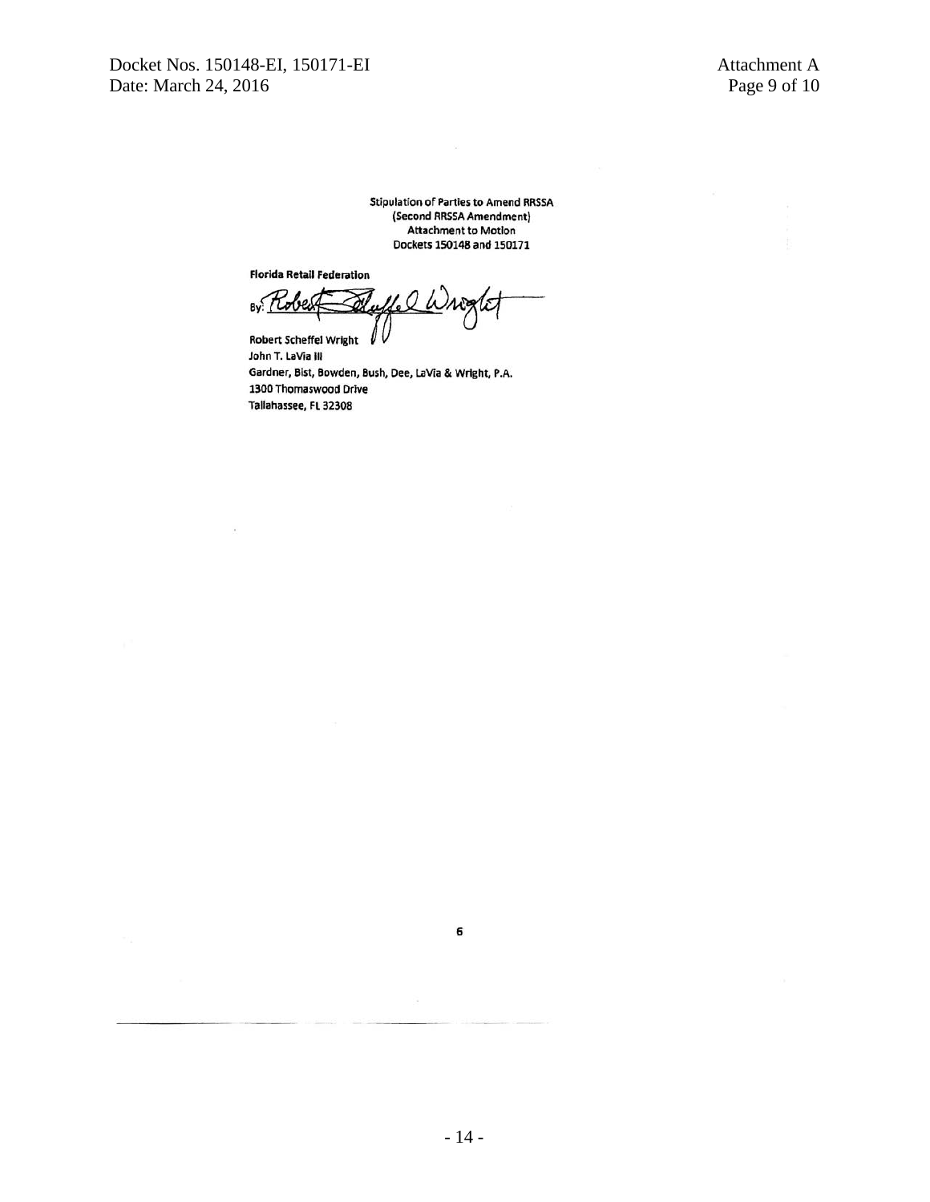Stipulation of Parties to Amend RRSSA
(Second RRSSA Amendment)
Attachment to Motion
Dockets 150148 and 150171

**Florida Retail Federation**

By: Robert Scheffel Wright

Robert Scheffel Wright
John T. LaVia III
Gardner, Bist, Bowden, Bush, Dee, LaVia & Wright, P.A.
1300 Thomaswood Drive
Tallahassee, FL 32308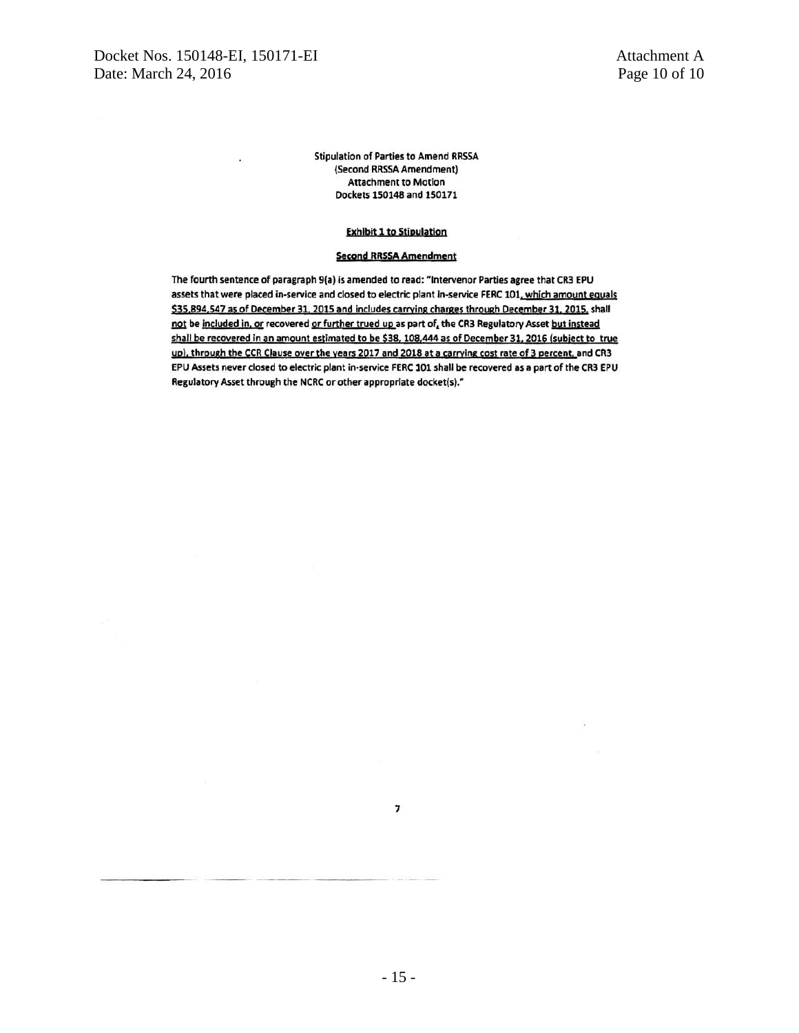Stipulation of Parties to Amend RRSSA
(Second RRSSA Amendment)
Attachment to Motion
Dockets 150148 and 150171

**Exhibit 1 to Stipulation**

**Second RRSSA Amendment**

The fourth sentence of paragraph 9(a) is amended to read: "Intervenor Parties agree that CR3 EPU assets that were placed in-service and closed to electric plant in-service FERC 101, which amount equals $35,894,547 as of December 31, 2015 and includes carrying charges through December 31, 2015, shall not be included in, or recovered or further trued up as part of, the CR3 Regulatory Asset but instead shall be recovered in an amount estimated to be $38, 108,444 as of December 31, 2016 (subject to true up), through the CCR Clause over the years 2017 and 2018 at a carrying cost rate of 3 percent, and CR3 EPU Assets never closed to electric plant in-service FERC 101 shall be recovered as a part of the CR3 EPU Regulatory Asset through the NCRC or other appropriate docket(s)."